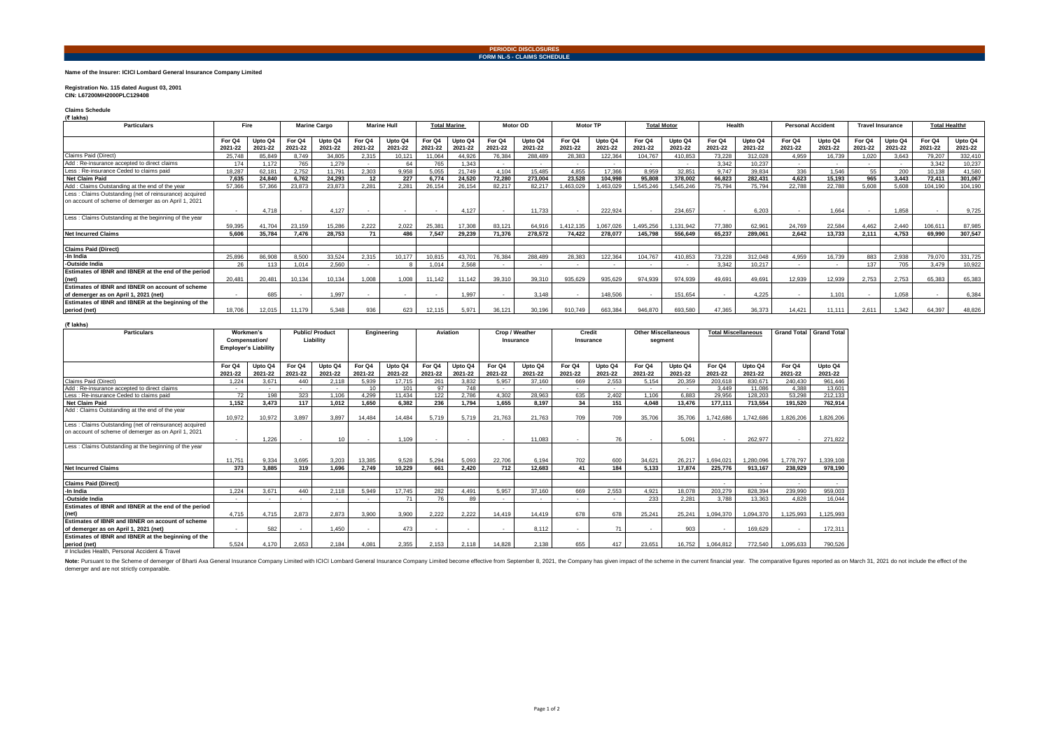**PERIODIC DISCLOSURES**

**FORM NL-5 - CLAIMS SCHEDULE**

**Name of the Insurer: ICICI Lombard General Insurance Company Limited**

**Registration No. 115 dated August 03, 2001**
**CIN: L67200MH2000PLC129408**

**Claims Schedule**
**(₹ lakhs)**

| Particulars | Fire | | Marine Cargo | | Marine Hull | | Total Marine | | Motor OD | | Motor TP | | Total Motor | | Health | | Personal Accident | | Travel Insurance | | Total Health# | |
|---|---|---|---|---|---|---|---|---|---|---|---|---|---|---|---|---|---|---|---|---|---|---|
| | For Q4 2021-22 | Upto Q4 2021-22 | For Q4 2021-22 | Upto Q4 2021-22 | For Q4 2021-22 | Upto Q4 2021-22 | For Q4 2021-22 | Upto Q4 2021-22 | For Q4 2021-22 | Upto Q4 2021-22 | For Q4 2021-22 | Upto Q4 2021-22 | For Q4 2021-22 | Upto Q4 2021-22 | For Q4 2021-22 | Upto Q4 2021-22 | For Q4 2021-22 | Upto Q4 2021-22 | For Q4 2021-22 | Upto Q4 2021-22 | For Q4 2021-22 | Upto Q4 2021-22 |
| Claims Paid (Direct) | 25,748 | 85,849 | 8,749 | 34,805 | 2,315 | 10,121 | 11,064 | 44,926 | 76,384 | 288,489 | 28,383 | 122,364 | 104,767 | 410,853 | 73,228 | 312,028 | 4,959 | 16,739 | 1,020 | 3,643 | 79,207 | 332,410 |
| Add : Re-insurance accepted to direct claims | 174 | 1,172 | 765 | 1,279 | - | 64 | 765 | 1,343 | - | - | - | - | - | - | 3,342 | 10,237 | - | - | - | - | 3,342 | 10,237 |
| Less : Re-insurance Ceded to claims paid | 18,287 | 62,181 | 2,752 | 11,791 | 2,303 | 9,958 | 5,055 | 21,749 | 4,104 | 15,485 | 4,855 | 17,366 | 8,959 | 32,851 | 9,747 | 39,834 | 336 | 1,546 | 55 | 200 | 10,138 | 41,580 |
| **Net Claim Paid** | **7,635** | **24,840** | **6,762** | **24,293** | **12** | **227** | **6,774** | **24,520** | **72,280** | **273,004** | **23,528** | **104,998** | **95,808** | **378,002** | **66,823** | **282,431** | **4,623** | **15,193** | **965** | **3,443** | **72,411** | **301,067** |
| Add : Claims Outstanding at the end of the year | 57,366 | 57,366 | 23,873 | 23,873 | 2,281 | 2,281 | 26,154 | 26,154 | 82,217 | 82,217 | 1,463,029 | 1,463,029 | 1,545,246 | 1,545,246 | 75,794 | 75,794 | 22,788 | 22,788 | 5,608 | 5,608 | 104,190 | 104,190 |
| Less : Claims Outstanding (net of reinsurance) acquired on account of scheme of demerger as on April 1, 2021 | - | 4,718 | - | 4,127 | - | - | - | 4,127 | - | 11,733 | - | 222,924 | - | 234,657 | - | 6,203 | - | 1,664 | - | 1,858 | - | 9,725 |
| Less : Claims Outstanding at the beginning of the year | 59,395 | 41,704 | 23,159 | 15,286 | 2,222 | 2,022 | 25,381 | 17,308 | 83,121 | 64,916 | 1,412,135 | 1,067,026 | 1,495,256 | 1,131,942 | 77,380 | 62,961 | 24,769 | 22,584 | 4,462 | 2,440 | 106,611 | 87,985 |
| **Net Incurred Claims** | **5,606** | **35,784** | **7,476** | **28,753** | **71** | **486** | **7,547** | **29,239** | **71,376** | **278,572** | **74,422** | **278,077** | **145,798** | **556,649** | **65,237** | **289,061** | **2,642** | **13,733** | **2,111** | **4,753** | **69,990** | **307,547** |
| | | | | | | | | | | | | | | | | | | | | | | |
| **Claims Paid (Direct)** | | | | | | | | | | | | | | | | | | | | | | |
| -In India | 25,896 | 86,908 | 8,500 | 33,524 | 2,315 | 10,177 | 10,815 | 43,701 | 76,384 | 288,489 | 28,383 | 122,364 | 104,767 | 410,853 | 73,228 | 312,048 | 4,959 | 16,739 | 883 | 2,938 | 79,070 | 331,725 |
| -Outside India | 26 | 113 | 1,014 | 2,560 | - | 8 | 1,014 | 2,568 | - | - | - | - | - | - | 3,342 | 10,217 | - | - | 137 | 705 | 3,479 | 10,922 |
| **Estimates of IBNR and IBNER at the end of the period (net)** | 20,481 | 20,481 | 10,134 | 10,134 | 1,008 | 1,008 | 11,142 | 11,142 | 39,310 | 39,310 | 935,629 | 935,629 | 974,939 | 974,939 | 49,691 | 49,691 | 12,939 | 12,939 | 2,753 | 2,753 | 65,383 | 65,383 |
| **Estimates of IBNR and IBNER on account of scheme of demerger as on April 1, 2021 (net)** | - | 685 | - | 1,997 | - | - | - | 1,997 | - | 3,148 | - | 148,506 | - | 151,654 | - | 4,225 | - | 1,101 | - | 1,058 | - | 6,384 |
| **Estimates of IBNR and IBNER at the beginning of the period (net)** | 18,706 | 12,015 | 11,179 | 5,348 | 936 | 623 | 12,115 | 5,971 | 36,121 | 30,196 | 910,749 | 663,384 | 946,870 | 693,580 | 47,365 | 36,373 | 14,421 | 11,111 | 2,611 | 1,342 | 64,397 | 48,826 |

**(₹ lakhs)**

| Particulars | Workmen's Compensation/ Employer's Liability | | Public/ Product Liability | | Engineering | | Aviation | | Crop / Weather Insurance | | Credit Insurance | | Other Miscellaneous segment | | Total Miscellaneous | | Grand Total | Grand Total |
|---|---|---|---|---|---|---|---|---|---|---|---|---|---|---|---|---|---|---|
| | For Q4 2021-22 | Upto Q4 2021-22 | For Q4 2021-22 | Upto Q4 2021-22 | For Q4 2021-22 | Upto Q4 2021-22 | For Q4 2021-22 | Upto Q4 2021-22 | For Q4 2021-22 | Upto Q4 2021-22 | For Q4 2021-22 | Upto Q4 2021-22 | For Q4 2021-22 | Upto Q4 2021-22 | For Q4 2021-22 | Upto Q4 2021-22 | For Q4 2021-22 | Upto Q4 2021-22 |
| Claims Paid (Direct) | 1,224 | 3,671 | 440 | 2,118 | 5,939 | 17,715 | 261 | 3,832 | 5,957 | 37,160 | 669 | 2,553 | 5,154 | 20,359 | 203,618 | 830,671 | 240,430 | 961,446 |
| Add : Re-insurance accepted to direct claims | - | - | - | - | 10 | 101 | 97 | 748 | - | - | - | - | - | - | 3,449 | 11,086 | 4,388 | 13,601 |
| Less : Re-insurance Ceded to claims paid | 72 | 198 | 323 | 1,106 | 4,299 | 11,434 | 122 | 2,786 | 4,302 | 28,963 | 635 | 2,402 | 1,106 | 6,883 | 29,956 | 128,203 | 53,298 | 212,133 |
| **Net Claim Paid** | **1,152** | **3,473** | **117** | **1,012** | **1,650** | **6,382** | **236** | **1,794** | **1,655** | **8,197** | **34** | **151** | **4,048** | **13,476** | **177,111** | **713,554** | **191,520** | **762,914** |
| Add : Claims Outstanding at the end of the year | 10,972 | 10,972 | 3,897 | 3,897 | 14,484 | 14,484 | 5,719 | 5,719 | 21,763 | 21,763 | 709 | 709 | 35,706 | 35,706 | 1,742,686 | 1,742,686 | 1,826,206 | 1,826,206 |
| Less : Claims Outstanding (net of reinsurance) acquired on account of scheme of demerger as on April 1, 2021 | - | 1,226 | - | 10 | - | 1,109 | - | - | - | 11,083 | - | 76 | - | 5,091 | - | 262,977 | - | 271,822 |
| Less : Claims Outstanding at the beginning of the year | 11,751 | 9,334 | 3,695 | 3,203 | 13,385 | 9,528 | 5,294 | 5,093 | 22,706 | 6,194 | 702 | 600 | 34,621 | 26,217 | 1,694,021 | 1,280,096 | 1,778,797 | 1,339,108 |
| **Net Incurred Claims** | **373** | **3,885** | **319** | **1,696** | **2,749** | **10,229** | **661** | **2,420** | **712** | **12,683** | **41** | **184** | **5,133** | **17,874** | **225,776** | **913,167** | **238,929** | **978,190** |
| | | | | | | | | | | | | | | | | | | |
| **Claims Paid (Direct)** | | | | | | | | | | | | | | | - | - | - | - |
| -In India | 1,224 | 3,671 | 440 | 2,118 | 5,949 | 17,745 | 282 | 4,491 | 5,957 | 37,160 | 669 | 2,553 | 4,921 | 18,078 | 203,279 | 828,394 | 239,990 | 959,003 |
| -Outside India | - | - | - | - | - | 71 | 76 | 89 | - | - | - | - | 233 | 2,281 | 3,788 | 13,363 | 4,828 | 16,044 |
| **Estimates of IBNR and IBNER at the end of the period (net)** | 4,715 | 4,715 | 2,873 | 2,873 | 3,900 | 3,900 | 2,222 | 2,222 | 14,419 | 14,419 | 678 | 678 | 25,241 | 25,241 | 1,094,370 | 1,094,370 | 1,125,993 | 1,125,993 |
| **Estimates of IBNR and IBNER on account of scheme of demerger as on April 1, 2021 (net)** | - | 582 | - | 1,450 | - | 473 | - | - | - | 8,112 | - | 71 | - | 903 | - | 169,629 | - | 172,311 |
| **Estimates of IBNR and IBNER at the beginning of the period (net)** | 5,524 | 4,170 | 2,653 | 2,184 | 4,081 | 2,355 | 2,153 | 2,118 | 14,828 | 2,138 | 655 | 417 | 23,651 | 16,752 | 1,064,812 | 772,540 | 1,095,633 | 790,526 |

# Includes Health, Personal Accident & Travel

Note: Pursuant to the Scheme of demerger of Bharti Axa General Insurance Company Limited with ICICI Lombard General Insurance Company Limited become effective from September 8, 2021, the Company has given impact of the scheme in the current financial year. The comparative figures reported as on March 31, 2021 do not include the effect of the demerger and are not strictly comparable.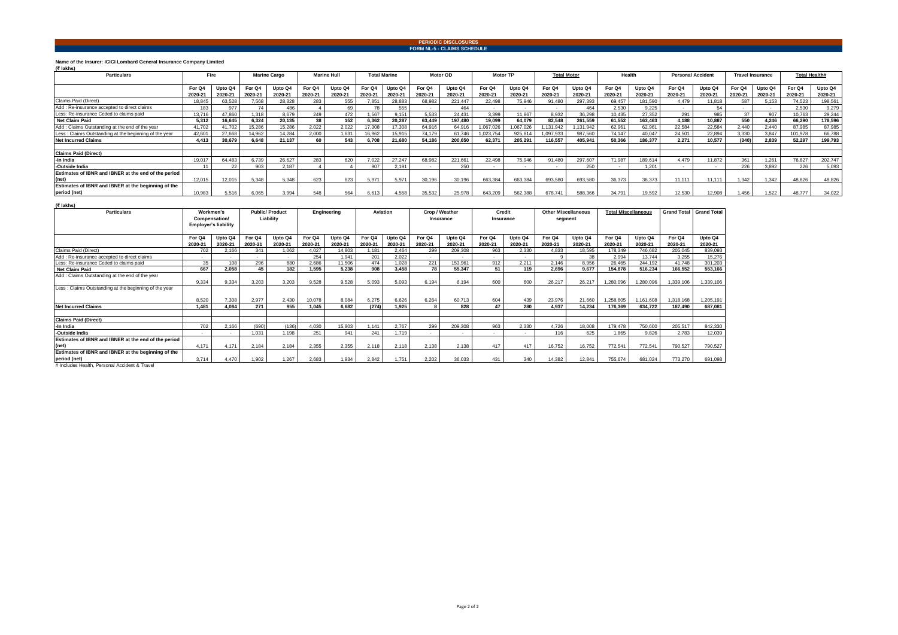## PERIODIC DISCLOSURES

## FORM NL-5 - CLAIMS SCHEDULE

**Name of the Insurer: ICICI Lombard General Insurance Company Limited**

(₹ lakhs)

| Particulars | Fire | | Marine Cargo | | Marine Hull | | Total Marine | | Motor OD | | Motor TP | | Total Motor | | Health | | Personal Accident | | Travel Insurance | | Total Health# | |
|---|---|---|---|---|---|---|---|---|---|---|---|---|---|---|---|---|---|---|---|---|---|---|
| | For Q4 2020-21 | Upto Q4 2020-21 | For Q4 2020-21 | Upto Q4 2020-21 | For Q4 2020-21 | Upto Q4 2020-21 | For Q4 2020-21 | Upto Q4 2020-21 | For Q4 2020-21 | Upto Q4 2020-21 | For Q4 2020-21 | Upto Q4 2020-21 | For Q4 2020-21 | Upto Q4 2020-21 | For Q4 2020-21 | Upto Q4 2020-21 | For Q4 2020-21 | Upto Q4 2020-21 | For Q4 2020-21 | Upto Q4 2020-21 | For Q4 2020-21 | Upto Q4 2020-21 |
| Claims Paid (Direct) | 18,845 | 63,528 | 7,568 | 28,328 | 283 | 555 | 7,851 | 28,883 | 68,982 | 221,447 | 22,498 | 75,946 | 91,480 | 297,393 | 69,457 | 181,590 | 4,479 | 11,818 | 587 | 5,153 | 74,523 | 198,561 |
| Add : Re-insurance accepted to direct claims | 183 | 977 | 74 | 486 | 4 | 69 | 78 | 555 | - | 464 | - | - | - | 464 | 2,530 | 9,225 | - | 54 | - | - | 2,530 | 9,279 |
| Less: Re-insurance Ceded to claims paid | 13,716 | 47,860 | 1,318 | 8,679 | 249 | 472 | 1,567 | 9,151 | 5,533 | 24,431 | 3,399 | 11,867 | 8,932 | 36,298 | 10,435 | 27,352 | 291 | 985 | 37 | 907 | 10,763 | 29,244 |
| **Net Claim Paid** | **5,312** | **16,645** | **6,324** | **20,135** | **38** | **152** | **6,362** | **20,287** | **63,449** | **197,480** | **19,099** | **64,079** | **82,548** | **261,559** | **61,552** | **163,463** | **4,188** | **10,887** | **550** | **4,246** | **66,290** | **178,596** |
| Add : Claims Outstanding at the end of the year | 41,702 | 41,702 | 15,286 | 15,286 | 2,022 | 2,022 | 17,308 | 17,308 | 64,916 | 64,916 | 1,067,026 | 1,067,026 | 1,131,942 | 1,131,942 | 62,961 | 62,961 | 22,584 | 22,584 | 2,440 | 2,440 | 87,985 | 87,985 |
| Less : Claims Outstanding at the beginning of the year | 42,601 | 27,668 | 14,962 | 14,284 | 2,000 | 1,631 | 16,962 | 15,915 | 74,179 | 61,746 | 1,023,754 | 925,814 | 1,097,933 | 987,560 | 74,147 | 40,047 | 24,501 | 22,894 | 3,330 | 3,847 | 101,978 | 66,788 |
| **Net Incurred Claims** | **4,413** | **30,679** | **6,648** | **21,137** | **60** | **543** | **6,708** | **21,680** | **54,186** | **200,650** | **62,371** | **205,291** | **116,557** | **405,941** | **50,366** | **186,377** | **2,271** | **10,577** | **(340)** | **2,839** | **52,297** | **199,793** |
| | | | | | | | | | | | | | | | | | | | | | | |
| **Claims Paid (Direct)** | | | | | | | | | | | | | | | | | | | | | | |
| -In India | 19,017 | 64,483 | 6,739 | 26,627 | 283 | 620 | 7,022 | 27,247 | 68,982 | 221,661 | 22,498 | 75,946 | 91,480 | 297,607 | 71,987 | 189,614 | 4,479 | 11,872 | 361 | 1,261 | 76,827 | 202,747 |
| -Outside India | 11 | 22 | 903 | 2,187 | 4 | 4 | 907 | 2,191 | - | 250 | - | - | - | 250 | - | 1,201 | - | - | 226 | 3,892 | 226 | 5,093 |
| **Estimates of IBNR and IBNER at the end of the period (net)** | 12,015 | 12,015 | 5,348 | 5,348 | 623 | 623 | 5,971 | 5,971 | 30,196 | 30,196 | 663,384 | 663,384 | 693,580 | 693,580 | 36,373 | 36,373 | 11,111 | 11,111 | 1,342 | 1,342 | 48,826 | 48,826 |
| **Estimates of IBNR and IBNER at the beginning of the period (net)** | 10,983 | 5,516 | 6,065 | 3,994 | 548 | 564 | 6,613 | 4,558 | 35,532 | 25,978 | 643,209 | 562,388 | 678,741 | 588,366 | 34,791 | 19,592 | 12,530 | 12,908 | 1,456 | 1,522 | 48,777 | 34,022 |

(₹ lakhs)

| Particulars | Workmen's Compensation/ Employer's liability | | Public/ Product Liability | | Engineering | | Aviation | | Crop / Weather Insurance | | Credit Insurance | | Other Miscellaneous segment | | Total Miscellaneous | | Grand Total | Grand Total |
|---|---|---|---|---|---|---|---|---|---|---|---|---|---|---|---|---|---|---|
| | For Q4 2020-21 | Upto Q4 2020-21 | For Q4 2020-21 | Upto Q4 2020-21 | For Q4 2020-21 | Upto Q4 2020-21 | For Q4 2020-21 | Upto Q4 2020-21 | For Q4 2020-21 | Upto Q4 2020-21 | For Q4 2020-21 | Upto Q4 2020-21 | For Q4 2020-21 | Upto Q4 2020-21 | For Q4 2020-21 | Upto Q4 2020-21 | For Q4 2020-21 | Upto Q4 2020-21 |
| Claims Paid (Direct) | 702 | 2,166 | 341 | 1,062 | 4,027 | 14,803 | 1,181 | 2,464 | 299 | 209,308 | 963 | 2,330 | 4,833 | 18,595 | 178,349 | 746,682 | 205,045 | 839,093 |
| Add : Re-insurance accepted to direct claims | - | - | - | - | 254 | 1,941 | 201 | 2,022 | - | - | - | - | 9 | 38 | 2,994 | 13,744 | 3,255 | 15,276 |
| Less: Re-insurance Ceded to claims paid | 35 | 108 | 296 | 880 | 2,686 | 11,506 | 474 | 1,028 | 221 | 153,961 | 912 | 2,211 | 2,146 | 8,956 | 26,465 | 244,192 | 41,748 | 301,203 |
| **Net Claim Paid** | **667** | **2,058** | **45** | **182** | **1,595** | **5,238** | **908** | **3,458** | **78** | **55,347** | **51** | **119** | **2,696** | **9,677** | **154,878** | **516,234** | **166,552** | **553,166** |
| Add : Claims Outstanding at the end of the year | 9,334 | 9,334 | 3,203 | 3,203 | 9,528 | 9,528 | 5,093 | 5,093 | 6,194 | 6,194 | 600 | 600 | 26,217 | 26,217 | 1,280,096 | 1,280,096 | 1,339,106 | 1,339,106 |
| Less : Claims Outstanding at the beginning of the year | 8,520 | 7,308 | 2,977 | 2,430 | 10,078 | 8,084 | 6,275 | 6,626 | 6,264 | 60,713 | 604 | 439 | 23,976 | 21,660 | 1,258,605 | 1,161,608 | 1,318,168 | 1,205,191 |
| **Net Incurred Claims** | **1,481** | **4,084** | **271** | **955** | **1,045** | **6,682** | **(274)** | **1,925** | **8** | **828** | **47** | **280** | **4,937** | **14,234** | **176,369** | **634,722** | **187,490** | **687,081** |
| | | | | | | | | | | | | | | | | | | |
| **Claims Paid (Direct)** | | | | | | | | | | | | | | | | | | |
| -In India | 702 | 2,166 | (690) | (136) | 4,030 | 15,803 | 1,141 | 2,767 | 299 | 209,308 | 963 | 2,330 | 4,726 | 18,008 | 179,478 | 750,600 | 205,517 | 842,330 |
| -Outside India | - | - | 1,031 | 1,198 | 251 | 941 | 241 | 1,719 | - | - | - | - | 116 | 625 | 1,865 | 9,826 | 2,783 | 12,039 |
| **Estimates of IBNR and IBNER at the end of the period (net)** | 4,171 | 4,171 | 2,184 | 2,184 | 2,355 | 2,355 | 2,118 | 2,118 | 2,138 | 2,138 | 417 | 417 | 16,752 | 16,752 | 772,541 | 772,541 | 790,527 | 790,527 |
| **Estimates of IBNR and IBNER at the beginning of the period (net)** | 3,714 | 4,470 | 1,902 | 1,267 | 2,683 | 1,934 | 2,842 | 1,751 | 2,202 | 36,033 | 431 | 340 | 14,382 | 12,841 | 755,674 | 681,024 | 773,270 | 691,098 |

# Includes Health, Personal Accident & Travel